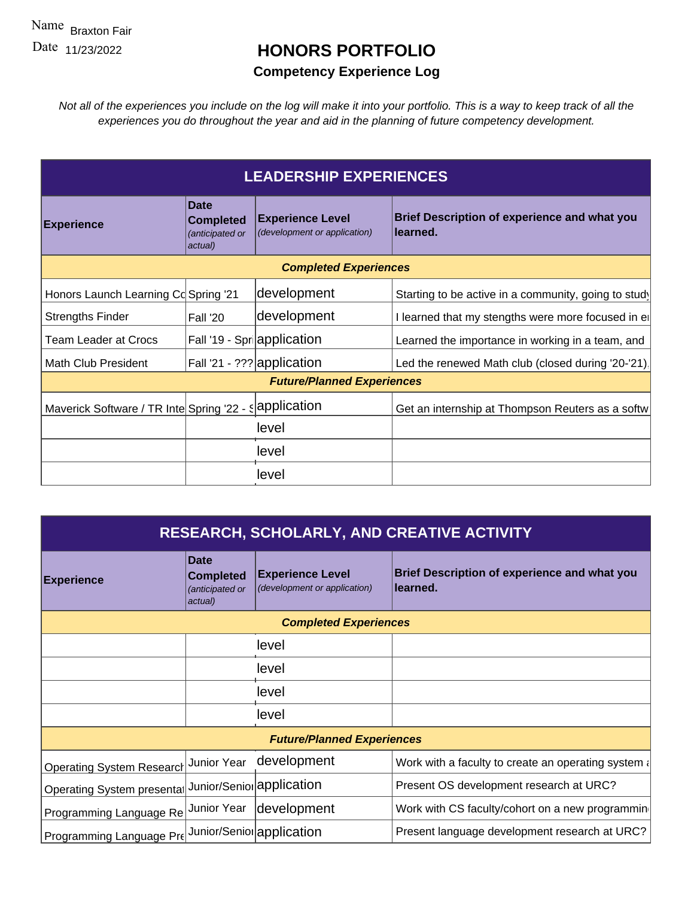Name Braxton Fair

Date 11/23/2022

# HONORS PORTFOLIO

## Competency Experience Log

*Not all of the experiences you include on the log will make it into your portfolio. This is a way to keep track of all the experiences you do throughout the year and aid in the planning of future competency development.*

| LEADERSHIP EXPERIENCES | | | |
|---|---|---|---|
| **Experience** | **Date Completed** *(anticipated or actual)* | **Experience Level** *(development or application)* | **Brief Description of experience and what you learned.** |
| ***Completed Experiences*** | | | |
| Honors Launch Learning Co | Spring '21 | development | Starting to be active in a community, going to study |
| Strengths Finder | Fall '20 | development | I learned that my stengths were more focused in e |
| Team Leader at Crocs | Fall '19 - Spri | application | Learned the importance in working in a team, and |
| Math Club President | Fall '21 - ??? | application | Led the renewed Math club (closed during '20-'21). |
| ***Future/Planned Experiences*** | | | |
| Maverick Software / TR Inte | Spring '22 - S | application | Get an internship at Thompson Reuters as a softw |
| | | level | |
| | | level | |
| | | level | |

| RESEARCH, SCHOLARLY, AND CREATIVE ACTIVITY | | | |
|---|---|---|---|
| **Experience** | **Date Completed** *(anticipated or actual)* | **Experience Level** *(development or application)* | **Brief Description of experience and what you learned.** |
| ***Completed Experiences*** | | | |
| | | level | |
| | | level | |
| | | level | |
| | | level | |
| ***Future/Planned Experiences*** | | | |
| Operating System Research | Junior Year | development | Work with a faculty to create an operating system a |
| Operating System presentat | Junior/Senior | application | Present OS development research at URC? |
| Programming Language Re | Junior Year | development | Work with CS faculty/cohort on a new programming |
| Programming Language Pre | Junior/Senior | application | Present language development research at URC? |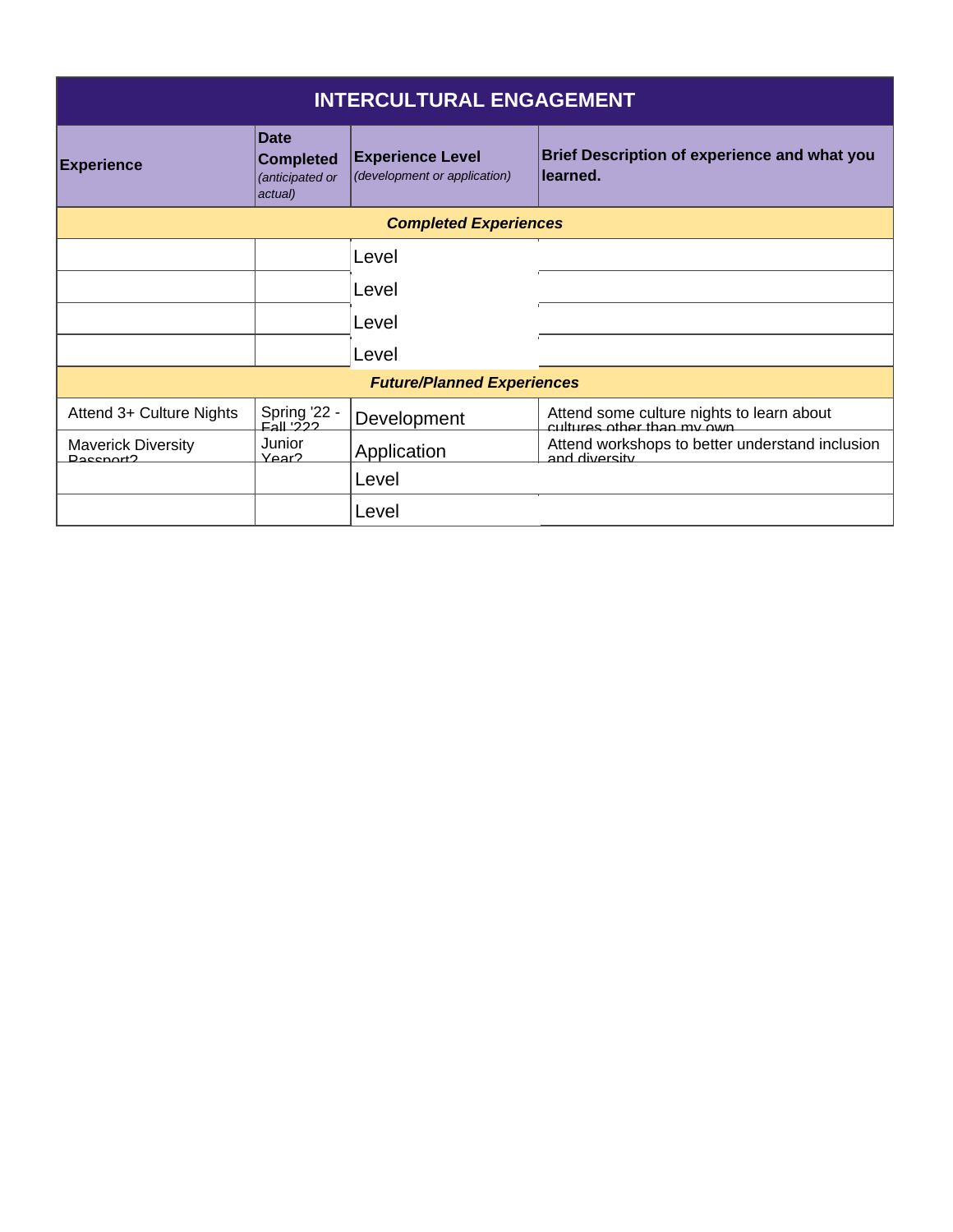## INTERCULTURAL ENGAGEMENT

| Experience | Date Completed *(anticipated or actual)* | Experience Level *(development or application)* | Brief Description of experience and what you learned. |
|---|---|---|---|
| ***Completed Experiences*** | | | |
| | | Level | |
| | | Level | |
| | | Level | |
| | | Level | |
| ***Future/Planned Experiences*** | | | |
| Attend 3+ Culture Nights | Spring '22 - Fall '22? | Development | Attend some culture nights to learn about cultures other than my own |
| Maverick Diversity Passport? | Junior Year? | Application | Attend workshops to better understand inclusion and diversity |
| | | Level | |
| | | Level | |